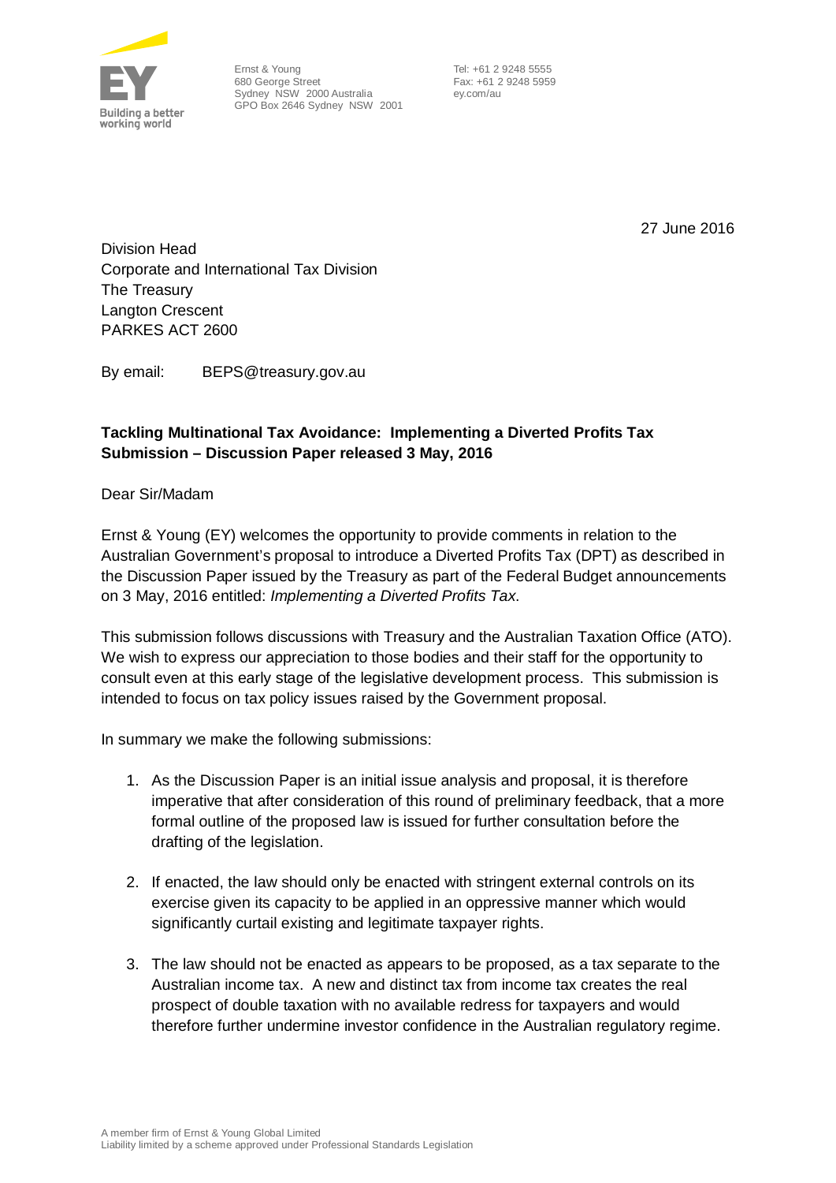Ernst & Young
680 George Street
Sydney NSW 2000 Australia
GPO Box 2646 Sydney NSW 2001

Tel: +61 2 9248 5555
Fax: +61 2 9248 5959
ey.com/au

27 June 2016

Division Head
Corporate and International Tax Division
The Treasury
Langton Crescent
PARKES ACT 2600

By email: BEPS@treasury.gov.au

**Tackling Multinational Tax Avoidance: Implementing a Diverted Profits Tax Submission – Discussion Paper released 3 May, 2016**

Dear Sir/Madam

Ernst & Young (EY) welcomes the opportunity to provide comments in relation to the Australian Government's proposal to introduce a Diverted Profits Tax (DPT) as described in the Discussion Paper issued by the Treasury as part of the Federal Budget announcements on 3 May, 2016 entitled: *Implementing a Diverted Profits Tax.*

This submission follows discussions with Treasury and the Australian Taxation Office (ATO). We wish to express our appreciation to those bodies and their staff for the opportunity to consult even at this early stage of the legislative development process. This submission is intended to focus on tax policy issues raised by the Government proposal.

In summary we make the following submissions:

1. As the Discussion Paper is an initial issue analysis and proposal, it is therefore imperative that after consideration of this round of preliminary feedback, that a more formal outline of the proposed law is issued for further consultation before the drafting of the legislation.

2. If enacted, the law should only be enacted with stringent external controls on its exercise given its capacity to be applied in an oppressive manner which would significantly curtail existing and legitimate taxpayer rights.

3. The law should not be enacted as appears to be proposed, as a tax separate to the Australian income tax. A new and distinct tax from income tax creates the real prospect of double taxation with no available redress for taxpayers and would therefore further undermine investor confidence in the Australian regulatory regime.

A member firm of Ernst & Young Global Limited
Liability limited by a scheme approved under Professional Standards Legislation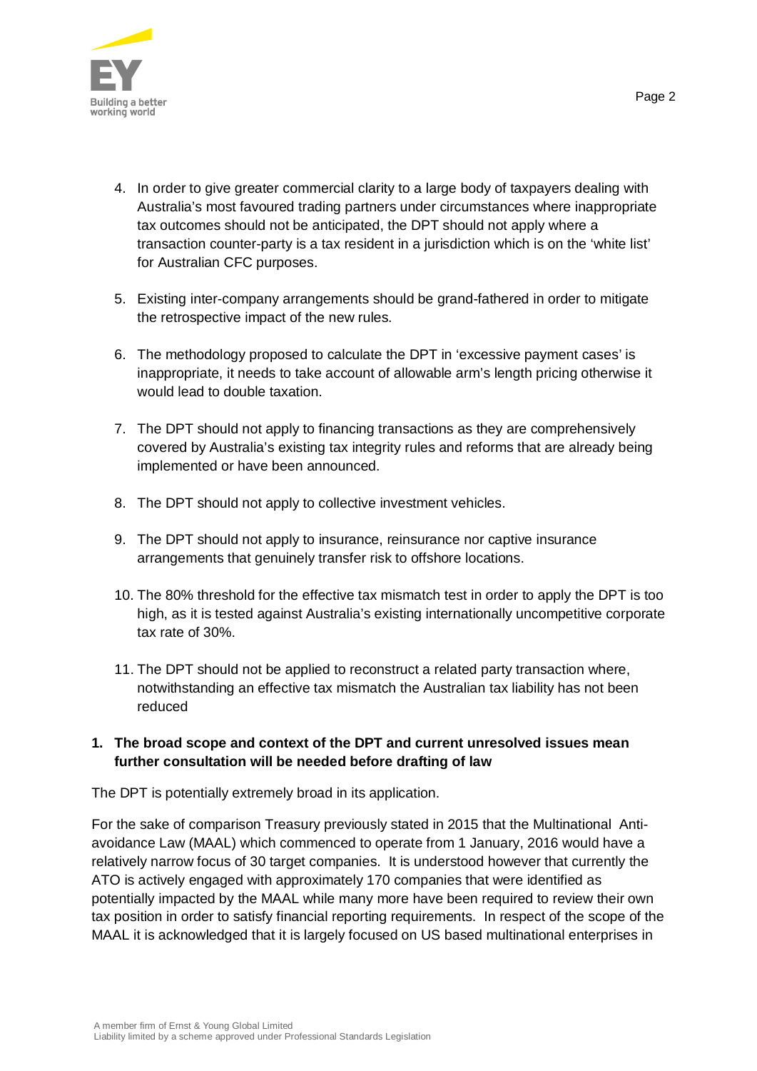4. In order to give greater commercial clarity to a large body of taxpayers dealing with Australia's most favoured trading partners under circumstances where inappropriate tax outcomes should not be anticipated, the DPT should not apply where a transaction counter-party is a tax resident in a jurisdiction which is on the 'white list' for Australian CFC purposes.
5. Existing inter-company arrangements should be grand-fathered in order to mitigate the retrospective impact of the new rules.
6. The methodology proposed to calculate the DPT in 'excessive payment cases' is inappropriate, it needs to take account of allowable arm's length pricing otherwise it would lead to double taxation.
7. The DPT should not apply to financing transactions as they are comprehensively covered by Australia's existing tax integrity rules and reforms that are already being implemented or have been announced.
8. The DPT should not apply to collective investment vehicles.
9. The DPT should not apply to insurance, reinsurance nor captive insurance arrangements that genuinely transfer risk to offshore locations.
10. The 80% threshold for the effective tax mismatch test in order to apply the DPT is too high, as it is tested against Australia's existing internationally uncompetitive corporate tax rate of 30%.
11. The DPT should not be applied to reconstruct a related party transaction where, notwithstanding an effective tax mismatch the Australian tax liability has not been reduced

## 1. The broad scope and context of the DPT and current unresolved issues mean further consultation will be needed before drafting of law

The DPT is potentially extremely broad in its application.

For the sake of comparison Treasury previously stated in 2015 that the Multinational Anti-avoidance Law (MAAL) which commenced to operate from 1 January, 2016 would have a relatively narrow focus of 30 target companies. It is understood however that currently the ATO is actively engaged with approximately 170 companies that were identified as potentially impacted by the MAAL while many more have been required to review their own tax position in order to satisfy financial reporting requirements. In respect of the scope of the MAAL it is acknowledged that it is largely focused on US based multinational enterprises in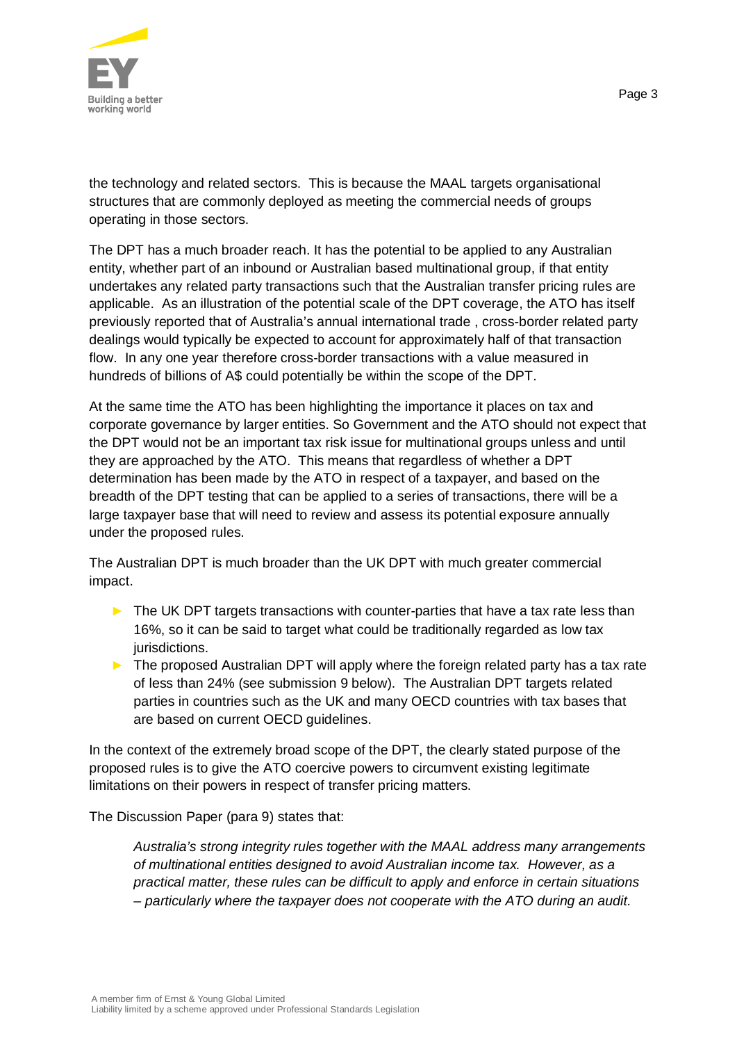the technology and related sectors. This is because the MAAL targets organisational structures that are commonly deployed as meeting the commercial needs of groups operating in those sectors.

The DPT has a much broader reach. It has the potential to be applied to any Australian entity, whether part of an inbound or Australian based multinational group, if that entity undertakes any related party transactions such that the Australian transfer pricing rules are applicable. As an illustration of the potential scale of the DPT coverage, the ATO has itself previously reported that of Australia's annual international trade , cross-border related party dealings would typically be expected to account for approximately half of that transaction flow. In any one year therefore cross-border transactions with a value measured in hundreds of billions of A$ could potentially be within the scope of the DPT.

At the same time the ATO has been highlighting the importance it places on tax and corporate governance by larger entities. So Government and the ATO should not expect that the DPT would not be an important tax risk issue for multinational groups unless and until they are approached by the ATO. This means that regardless of whether a DPT determination has been made by the ATO in respect of a taxpayer, and based on the breadth of the DPT testing that can be applied to a series of transactions, there will be a large taxpayer base that will need to review and assess its potential exposure annually under the proposed rules.

The Australian DPT is much broader than the UK DPT with much greater commercial impact.

- The UK DPT targets transactions with counter-parties that have a tax rate less than 16%, so it can be said to target what could be traditionally regarded as low tax jurisdictions.
- The proposed Australian DPT will apply where the foreign related party has a tax rate of less than 24% (see submission 9 below). The Australian DPT targets related parties in countries such as the UK and many OECD countries with tax bases that are based on current OECD guidelines.

In the context of the extremely broad scope of the DPT, the clearly stated purpose of the proposed rules is to give the ATO coercive powers to circumvent existing legitimate limitations on their powers in respect of transfer pricing matters.

The Discussion Paper (para 9) states that:

> *Australia's strong integrity rules together with the MAAL address many arrangements of multinational entities designed to avoid Australian income tax. However, as a practical matter, these rules can be difficult to apply and enforce in certain situations – particularly where the taxpayer does not cooperate with the ATO during an audit.*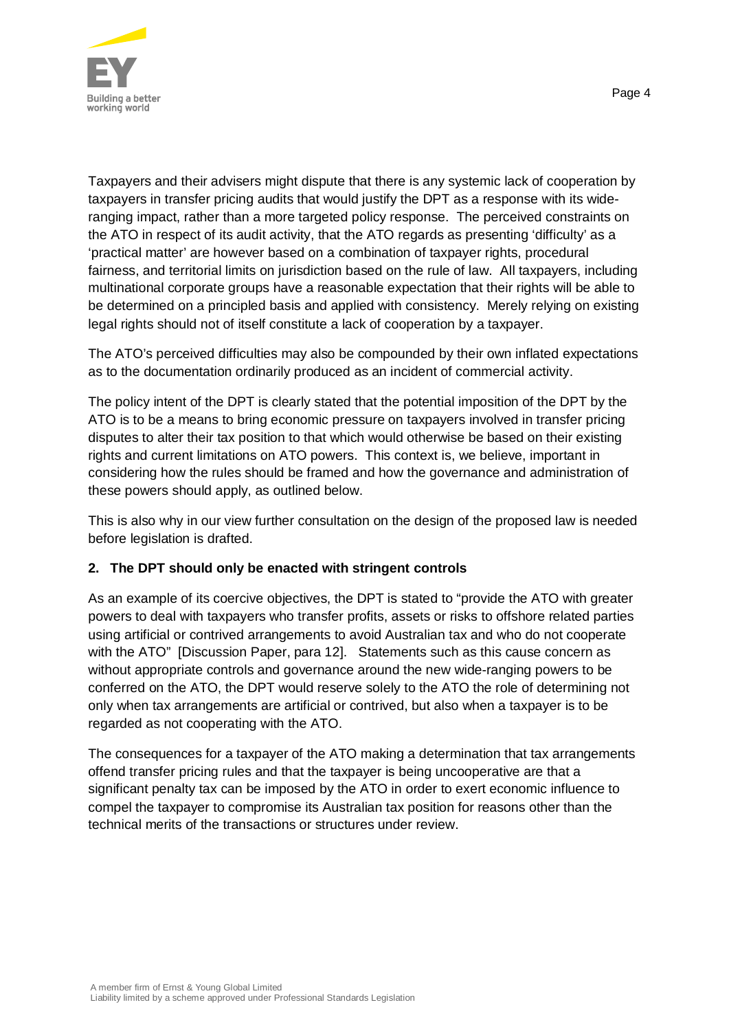Taxpayers and their advisers might dispute that there is any systemic lack of cooperation by taxpayers in transfer pricing audits that would justify the DPT as a response with its wide-ranging impact, rather than a more targeted policy response. The perceived constraints on the ATO in respect of its audit activity, that the ATO regards as presenting 'difficulty' as a 'practical matter' are however based on a combination of taxpayer rights, procedural fairness, and territorial limits on jurisdiction based on the rule of law. All taxpayers, including multinational corporate groups have a reasonable expectation that their rights will be able to be determined on a principled basis and applied with consistency. Merely relying on existing legal rights should not of itself constitute a lack of cooperation by a taxpayer.

The ATO's perceived difficulties may also be compounded by their own inflated expectations as to the documentation ordinarily produced as an incident of commercial activity.

The policy intent of the DPT is clearly stated that the potential imposition of the DPT by the ATO is to be a means to bring economic pressure on taxpayers involved in transfer pricing disputes to alter their tax position to that which would otherwise be based on their existing rights and current limitations on ATO powers. This context is, we believe, important in considering how the rules should be framed and how the governance and administration of these powers should apply, as outlined below.

This is also why in our view further consultation on the design of the proposed law is needed before legislation is drafted.

## 2. The DPT should only be enacted with stringent controls

As an example of its coercive objectives, the DPT is stated to "provide the ATO with greater powers to deal with taxpayers who transfer profits, assets or risks to offshore related parties using artificial or contrived arrangements to avoid Australian tax and who do not cooperate with the ATO" [Discussion Paper, para 12]. Statements such as this cause concern as without appropriate controls and governance around the new wide-ranging powers to be conferred on the ATO, the DPT would reserve solely to the ATO the role of determining not only when tax arrangements are artificial or contrived, but also when a taxpayer is to be regarded as not cooperating with the ATO.

The consequences for a taxpayer of the ATO making a determination that tax arrangements offend transfer pricing rules and that the taxpayer is being uncooperative are that a significant penalty tax can be imposed by the ATO in order to exert economic influence to compel the taxpayer to compromise its Australian tax position for reasons other than the technical merits of the transactions or structures under review.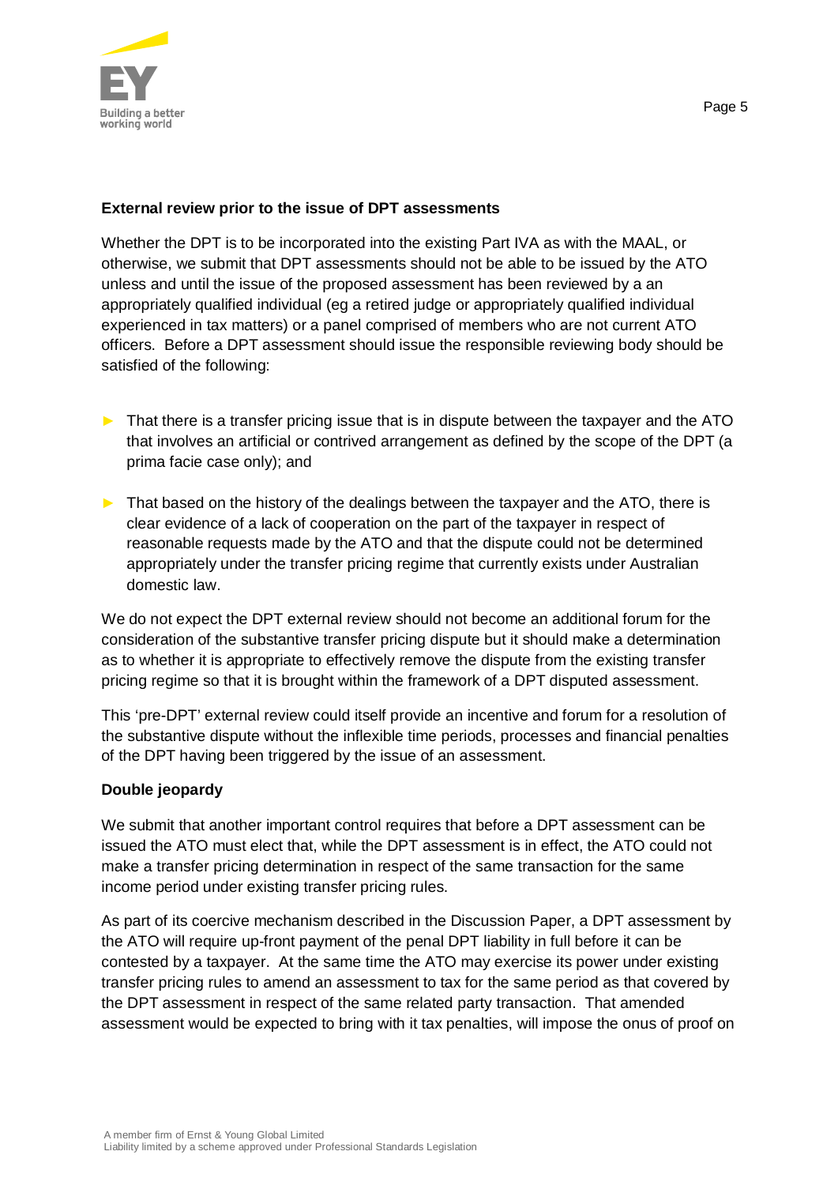**External review prior to the issue of DPT assessments**

Whether the DPT is to be incorporated into the existing Part IVA as with the MAAL, or otherwise, we submit that DPT assessments should not be able to be issued by the ATO unless and until the issue of the proposed assessment has been reviewed by a an appropriately qualified individual (eg a retired judge or appropriately qualified individual experienced in tax matters) or a panel comprised of members who are not current ATO officers. Before a DPT assessment should issue the responsible reviewing body should be satisfied of the following:

- That there is a transfer pricing issue that is in dispute between the taxpayer and the ATO that involves an artificial or contrived arrangement as defined by the scope of the DPT (a prima facie case only); and
- That based on the history of the dealings between the taxpayer and the ATO, there is clear evidence of a lack of cooperation on the part of the taxpayer in respect of reasonable requests made by the ATO and that the dispute could not be determined appropriately under the transfer pricing regime that currently exists under Australian domestic law.

We do not expect the DPT external review should not become an additional forum for the consideration of the substantive transfer pricing dispute but it should make a determination as to whether it is appropriate to effectively remove the dispute from the existing transfer pricing regime so that it is brought within the framework of a DPT disputed assessment.

This 'pre-DPT' external review could itself provide an incentive and forum for a resolution of the substantive dispute without the inflexible time periods, processes and financial penalties of the DPT having been triggered by the issue of an assessment.

**Double jeopardy**

We submit that another important control requires that before a DPT assessment can be issued the ATO must elect that, while the DPT assessment is in effect, the ATO could not make a transfer pricing determination in respect of the same transaction for the same income period under existing transfer pricing rules.

As part of its coercive mechanism described in the Discussion Paper, a DPT assessment by the ATO will require up-front payment of the penal DPT liability in full before it can be contested by a taxpayer. At the same time the ATO may exercise its power under existing transfer pricing rules to amend an assessment to tax for the same period as that covered by the DPT assessment in respect of the same related party transaction. That amended assessment would be expected to bring with it tax penalties, will impose the onus of proof on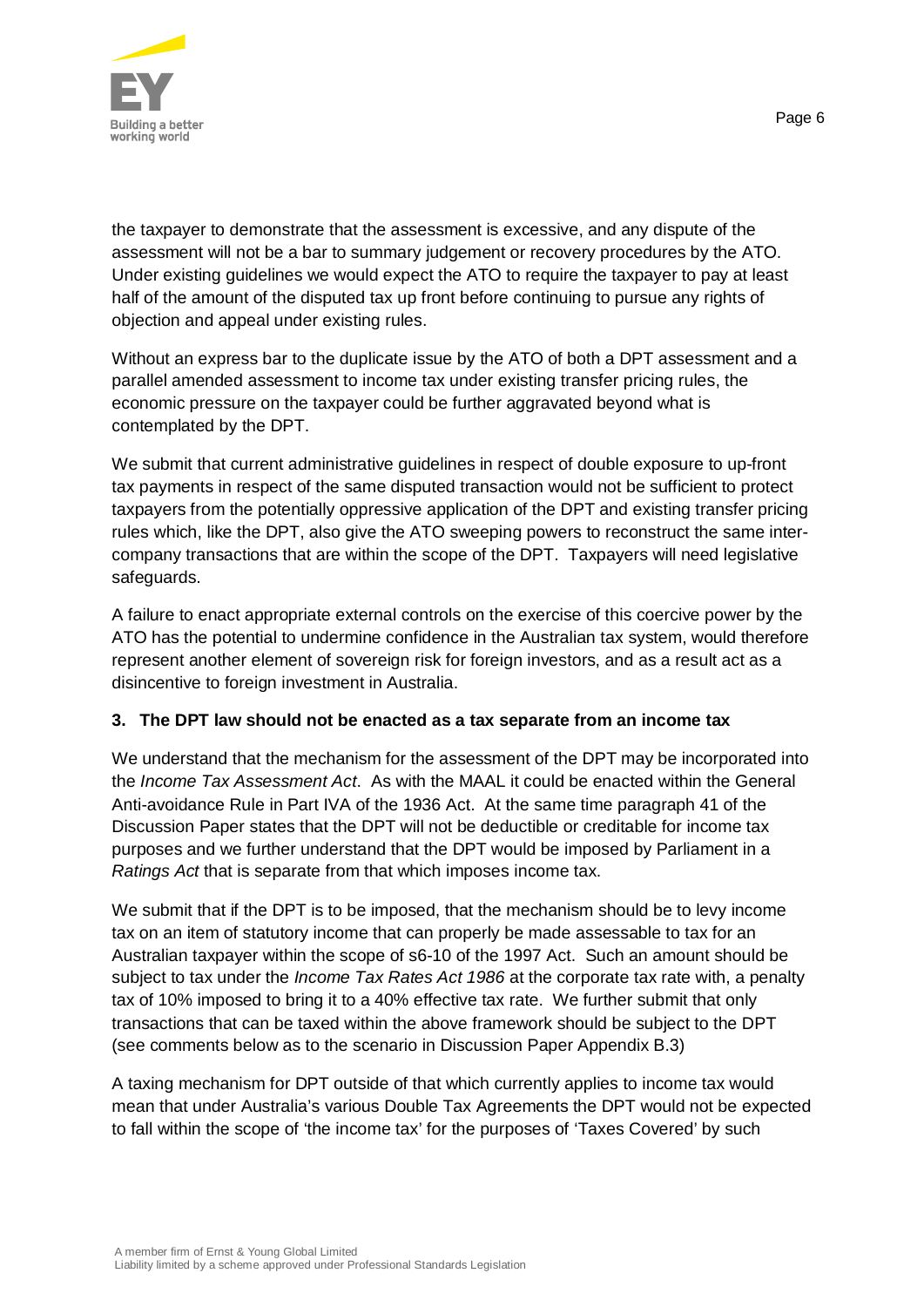the taxpayer to demonstrate that the assessment is excessive, and any dispute of the assessment will not be a bar to summary judgement or recovery procedures by the ATO. Under existing guidelines we would expect the ATO to require the taxpayer to pay at least half of the amount of the disputed tax up front before continuing to pursue any rights of objection and appeal under existing rules.

Without an express bar to the duplicate issue by the ATO of both a DPT assessment and a parallel amended assessment to income tax under existing transfer pricing rules, the economic pressure on the taxpayer could be further aggravated beyond what is contemplated by the DPT.

We submit that current administrative guidelines in respect of double exposure to up-front tax payments in respect of the same disputed transaction would not be sufficient to protect taxpayers from the potentially oppressive application of the DPT and existing transfer pricing rules which, like the DPT, also give the ATO sweeping powers to reconstruct the same inter-company transactions that are within the scope of the DPT. Taxpayers will need legislative safeguards.

A failure to enact appropriate external controls on the exercise of this coercive power by the ATO has the potential to undermine confidence in the Australian tax system, would therefore represent another element of sovereign risk for foreign investors, and as a result act as a disincentive to foreign investment in Australia.

**3. The DPT law should not be enacted as a tax separate from an income tax**

We understand that the mechanism for the assessment of the DPT may be incorporated into the *Income Tax Assessment Act*. As with the MAAL it could be enacted within the General Anti-avoidance Rule in Part IVA of the 1936 Act. At the same time paragraph 41 of the Discussion Paper states that the DPT will not be deductible or creditable for income tax purposes and we further understand that the DPT would be imposed by Parliament in a *Ratings Act* that is separate from that which imposes income tax.

We submit that if the DPT is to be imposed, that the mechanism should be to levy income tax on an item of statutory income that can properly be made assessable to tax for an Australian taxpayer within the scope of s6-10 of the 1997 Act. Such an amount should be subject to tax under the *Income Tax Rates Act 1986* at the corporate tax rate with, a penalty tax of 10% imposed to bring it to a 40% effective tax rate. We further submit that only transactions that can be taxed within the above framework should be subject to the DPT (see comments below as to the scenario in Discussion Paper Appendix B.3)

A taxing mechanism for DPT outside of that which currently applies to income tax would mean that under Australia's various Double Tax Agreements the DPT would not be expected to fall within the scope of 'the income tax' for the purposes of 'Taxes Covered' by such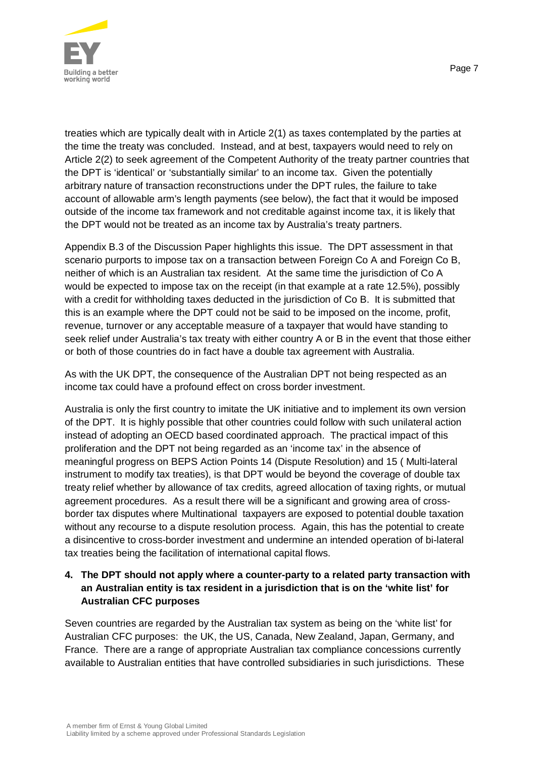treaties which are typically dealt with in Article 2(1) as taxes contemplated by the parties at the time the treaty was concluded. Instead, and at best, taxpayers would need to rely on Article 2(2) to seek agreement of the Competent Authority of the treaty partner countries that the DPT is 'identical' or 'substantially similar' to an income tax. Given the potentially arbitrary nature of transaction reconstructions under the DPT rules, the failure to take account of allowable arm's length payments (see below), the fact that it would be imposed outside of the income tax framework and not creditable against income tax, it is likely that the DPT would not be treated as an income tax by Australia's treaty partners.

Appendix B.3 of the Discussion Paper highlights this issue. The DPT assessment in that scenario purports to impose tax on a transaction between Foreign Co A and Foreign Co B, neither of which is an Australian tax resident. At the same time the jurisdiction of Co A would be expected to impose tax on the receipt (in that example at a rate 12.5%), possibly with a credit for withholding taxes deducted in the jurisdiction of Co B. It is submitted that this is an example where the DPT could not be said to be imposed on the income, profit, revenue, turnover or any acceptable measure of a taxpayer that would have standing to seek relief under Australia's tax treaty with either country A or B in the event that those either or both of those countries do in fact have a double tax agreement with Australia.

As with the UK DPT, the consequence of the Australian DPT not being respected as an income tax could have a profound effect on cross border investment.

Australia is only the first country to imitate the UK initiative and to implement its own version of the DPT. It is highly possible that other countries could follow with such unilateral action instead of adopting an OECD based coordinated approach. The practical impact of this proliferation and the DPT not being regarded as an 'income tax' in the absence of meaningful progress on BEPS Action Points 14 (Dispute Resolution) and 15 ( Multi-lateral instrument to modify tax treaties), is that DPT would be beyond the coverage of double tax treaty relief whether by allowance of tax credits, agreed allocation of taxing rights, or mutual agreement procedures. As a result there will be a significant and growing area of cross-border tax disputes where Multinational taxpayers are exposed to potential double taxation without any recourse to a dispute resolution process. Again, this has the potential to create a disincentive to cross-border investment and undermine an intended operation of bi-lateral tax treaties being the facilitation of international capital flows.

4. **The DPT should not apply where a counter-party to a related party transaction with an Australian entity is tax resident in a jurisdiction that is on the 'white list' for Australian CFC purposes**

Seven countries are regarded by the Australian tax system as being on the 'white list' for Australian CFC purposes: the UK, the US, Canada, New Zealand, Japan, Germany, and France. There are a range of appropriate Australian tax compliance concessions currently available to Australian entities that have controlled subsidiaries in such jurisdictions. These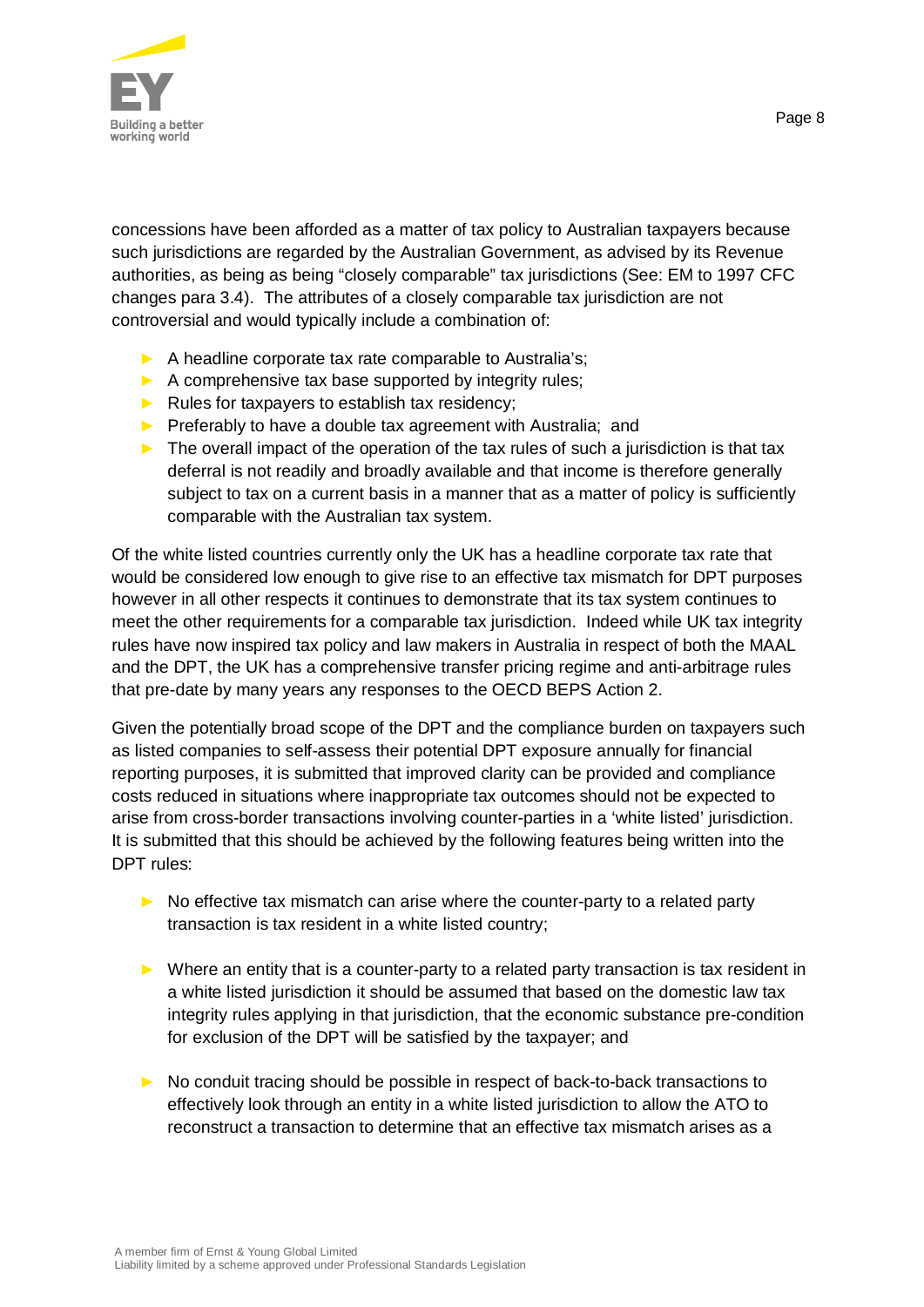concessions have been afforded as a matter of tax policy to Australian taxpayers because such jurisdictions are regarded by the Australian Government, as advised by its Revenue authorities, as being as being "closely comparable" tax jurisdictions (See: EM to 1997 CFC changes para 3.4). The attributes of a closely comparable tax jurisdiction are not controversial and would typically include a combination of:

- A headline corporate tax rate comparable to Australia's;
- A comprehensive tax base supported by integrity rules;
- Rules for taxpayers to establish tax residency;
- Preferably to have a double tax agreement with Australia; and
- The overall impact of the operation of the tax rules of such a jurisdiction is that tax deferral is not readily and broadly available and that income is therefore generally subject to tax on a current basis in a manner that as a matter of policy is sufficiently comparable with the Australian tax system.

Of the white listed countries currently only the UK has a headline corporate tax rate that would be considered low enough to give rise to an effective tax mismatch for DPT purposes however in all other respects it continues to demonstrate that its tax system continues to meet the other requirements for a comparable tax jurisdiction. Indeed while UK tax integrity rules have now inspired tax policy and law makers in Australia in respect of both the MAAL and the DPT, the UK has a comprehensive transfer pricing regime and anti-arbitrage rules that pre-date by many years any responses to the OECD BEPS Action 2.

Given the potentially broad scope of the DPT and the compliance burden on taxpayers such as listed companies to self-assess their potential DPT exposure annually for financial reporting purposes, it is submitted that improved clarity can be provided and compliance costs reduced in situations where inappropriate tax outcomes should not be expected to arise from cross-border transactions involving counter-parties in a 'white listed' jurisdiction. It is submitted that this should be achieved by the following features being written into the DPT rules:

- No effective tax mismatch can arise where the counter-party to a related party transaction is tax resident in a white listed country;

- Where an entity that is a counter-party to a related party transaction is tax resident in a white listed jurisdiction it should be assumed that based on the domestic law tax integrity rules applying in that jurisdiction, that the economic substance pre-condition for exclusion of the DPT will be satisfied by the taxpayer; and

- No conduit tracing should be possible in respect of back-to-back transactions to effectively look through an entity in a white listed jurisdiction to allow the ATO to reconstruct a transaction to determine that an effective tax mismatch arises as a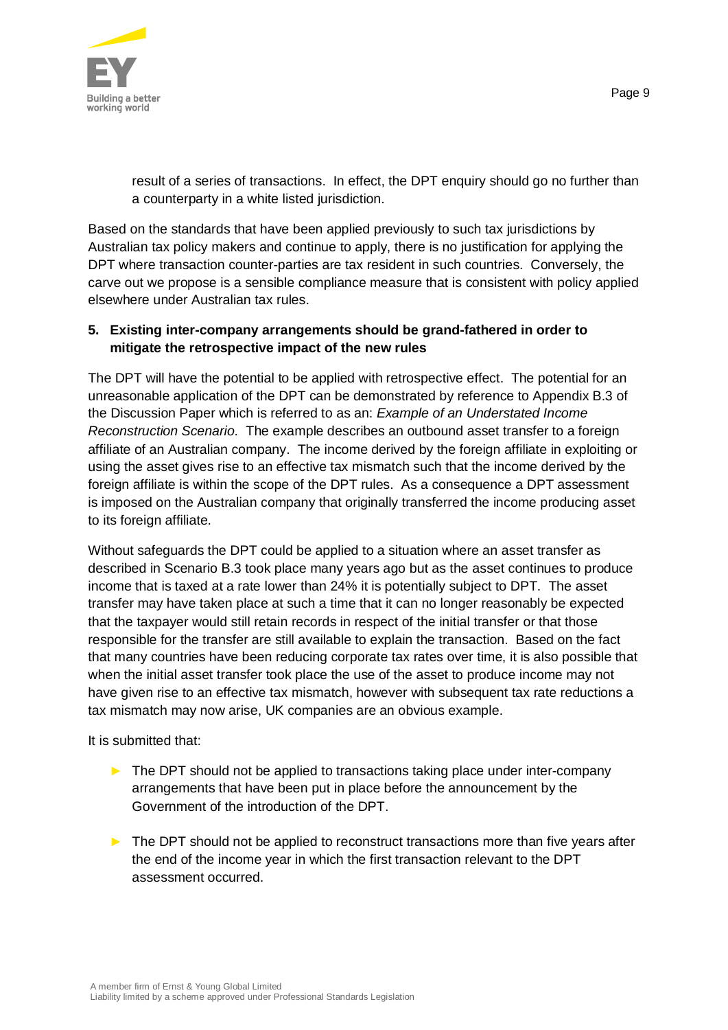result of a series of transactions. In effect, the DPT enquiry should go no further than a counterparty in a white listed jurisdiction.

Based on the standards that have been applied previously to such tax jurisdictions by Australian tax policy makers and continue to apply, there is no justification for applying the DPT where transaction counter-parties are tax resident in such countries. Conversely, the carve out we propose is a sensible compliance measure that is consistent with policy applied elsewhere under Australian tax rules.

**5. Existing inter-company arrangements should be grand-fathered in order to mitigate the retrospective impact of the new rules**

The DPT will have the potential to be applied with retrospective effect. The potential for an unreasonable application of the DPT can be demonstrated by reference to Appendix B.3 of the Discussion Paper which is referred to as an: *Example of an Understated Income Reconstruction Scenario*. The example describes an outbound asset transfer to a foreign affiliate of an Australian company. The income derived by the foreign affiliate in exploiting or using the asset gives rise to an effective tax mismatch such that the income derived by the foreign affiliate is within the scope of the DPT rules. As a consequence a DPT assessment is imposed on the Australian company that originally transferred the income producing asset to its foreign affiliate.

Without safeguards the DPT could be applied to a situation where an asset transfer as described in Scenario B.3 took place many years ago but as the asset continues to produce income that is taxed at a rate lower than 24% it is potentially subject to DPT. The asset transfer may have taken place at such a time that it can no longer reasonably be expected that the taxpayer would still retain records in respect of the initial transfer or that those responsible for the transfer are still available to explain the transaction. Based on the fact that many countries have been reducing corporate tax rates over time, it is also possible that when the initial asset transfer took place the use of the asset to produce income may not have given rise to an effective tax mismatch, however with subsequent tax rate reductions a tax mismatch may now arise, UK companies are an obvious example.

It is submitted that:

- The DPT should not be applied to transactions taking place under inter-company arrangements that have been put in place before the announcement by the Government of the introduction of the DPT.
- The DPT should not be applied to reconstruct transactions more than five years after the end of the income year in which the first transaction relevant to the DPT assessment occurred.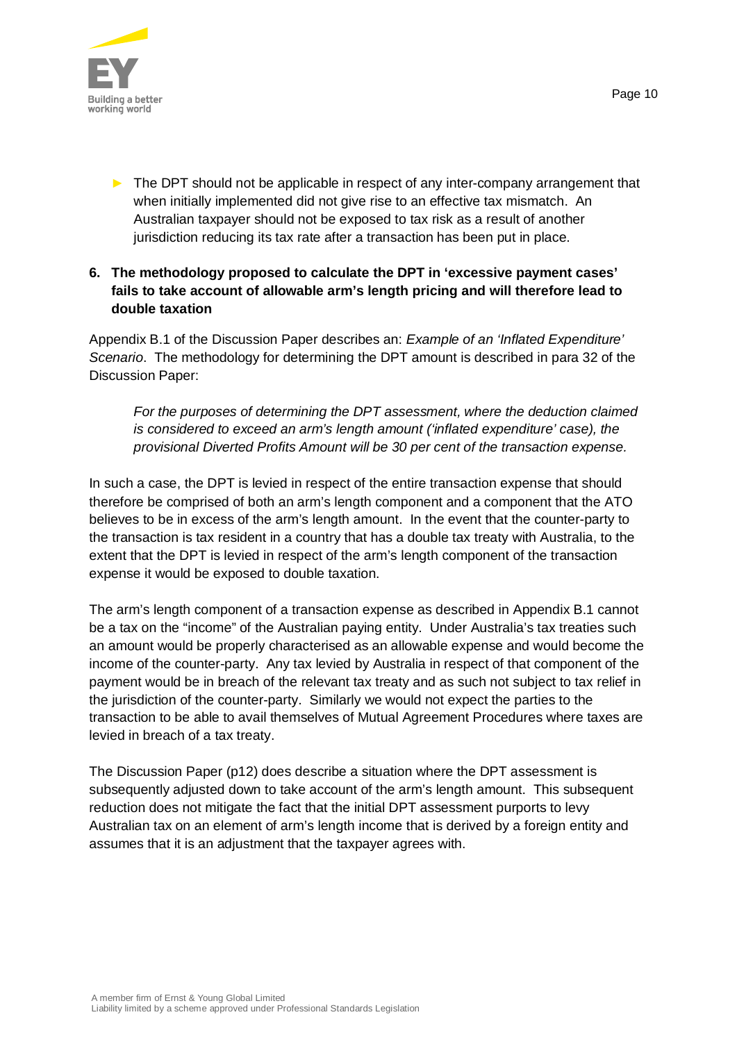- The DPT should not be applicable in respect of any inter-company arrangement that when initially implemented did not give rise to an effective tax mismatch. An Australian taxpayer should not be exposed to tax risk as a result of another jurisdiction reducing its tax rate after a transaction has been put in place.

**6. The methodology proposed to calculate the DPT in 'excessive payment cases' fails to take account of allowable arm's length pricing and will therefore lead to double taxation**

Appendix B.1 of the Discussion Paper describes an: *Example of an 'Inflated Expenditure' Scenario*. The methodology for determining the DPT amount is described in para 32 of the Discussion Paper:

> *For the purposes of determining the DPT assessment, where the deduction claimed is considered to exceed an arm's length amount ('inflated expenditure' case), the provisional Diverted Profits Amount will be 30 per cent of the transaction expense.*

In such a case, the DPT is levied in respect of the entire transaction expense that should therefore be comprised of both an arm's length component and a component that the ATO believes to be in excess of the arm's length amount. In the event that the counter-party to the transaction is tax resident in a country that has a double tax treaty with Australia, to the extent that the DPT is levied in respect of the arm's length component of the transaction expense it would be exposed to double taxation.

The arm's length component of a transaction expense as described in Appendix B.1 cannot be a tax on the "income" of the Australian paying entity. Under Australia's tax treaties such an amount would be properly characterised as an allowable expense and would become the income of the counter-party. Any tax levied by Australia in respect of that component of the payment would be in breach of the relevant tax treaty and as such not subject to tax relief in the jurisdiction of the counter-party. Similarly we would not expect the parties to the transaction to be able to avail themselves of Mutual Agreement Procedures where taxes are levied in breach of a tax treaty.

The Discussion Paper (p12) does describe a situation where the DPT assessment is subsequently adjusted down to take account of the arm's length amount. This subsequent reduction does not mitigate the fact that the initial DPT assessment purports to levy Australian tax on an element of arm's length income that is derived by a foreign entity and assumes that it is an adjustment that the taxpayer agrees with.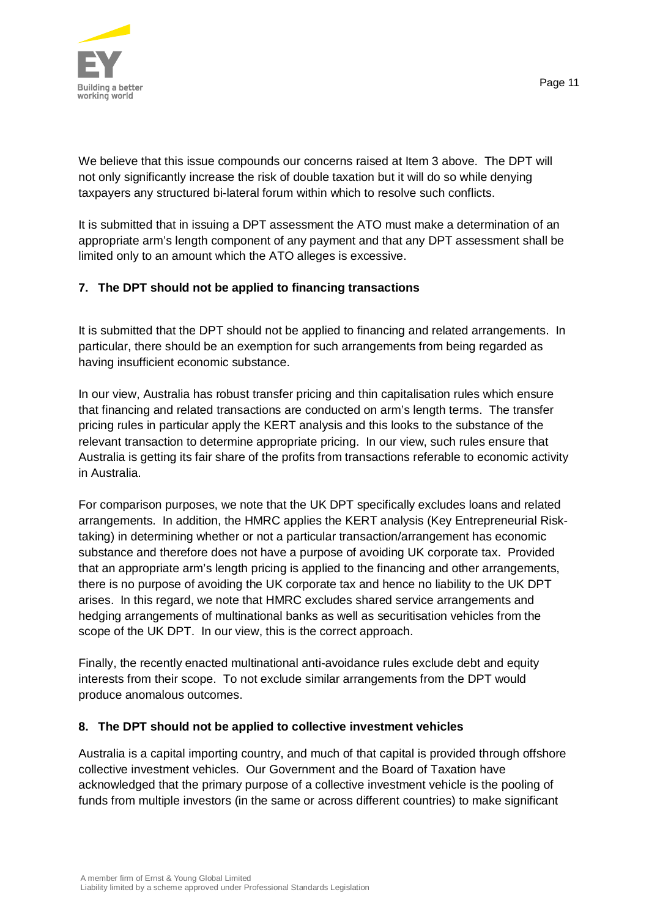We believe that this issue compounds our concerns raised at Item 3 above. The DPT will not only significantly increase the risk of double taxation but it will do so while denying taxpayers any structured bi-lateral forum within which to resolve such conflicts.

It is submitted that in issuing a DPT assessment the ATO must make a determination of an appropriate arm's length component of any payment and that any DPT assessment shall be limited only to an amount which the ATO alleges is excessive.

**7. The DPT should not be applied to financing transactions**

It is submitted that the DPT should not be applied to financing and related arrangements. In particular, there should be an exemption for such arrangements from being regarded as having insufficient economic substance.

In our view, Australia has robust transfer pricing and thin capitalisation rules which ensure that financing and related transactions are conducted on arm's length terms. The transfer pricing rules in particular apply the KERT analysis and this looks to the substance of the relevant transaction to determine appropriate pricing. In our view, such rules ensure that Australia is getting its fair share of the profits from transactions referable to economic activity in Australia.

For comparison purposes, we note that the UK DPT specifically excludes loans and related arrangements. In addition, the HMRC applies the KERT analysis (Key Entrepreneurial Risk-taking) in determining whether or not a particular transaction/arrangement has economic substance and therefore does not have a purpose of avoiding UK corporate tax. Provided that an appropriate arm's length pricing is applied to the financing and other arrangements, there is no purpose of avoiding the UK corporate tax and hence no liability to the UK DPT arises. In this regard, we note that HMRC excludes shared service arrangements and hedging arrangements of multinational banks as well as securitisation vehicles from the scope of the UK DPT. In our view, this is the correct approach.

Finally, the recently enacted multinational anti-avoidance rules exclude debt and equity interests from their scope. To not exclude similar arrangements from the DPT would produce anomalous outcomes.

**8. The DPT should not be applied to collective investment vehicles**

Australia is a capital importing country, and much of that capital is provided through offshore collective investment vehicles. Our Government and the Board of Taxation have acknowledged that the primary purpose of a collective investment vehicle is the pooling of funds from multiple investors (in the same or across different countries) to make significant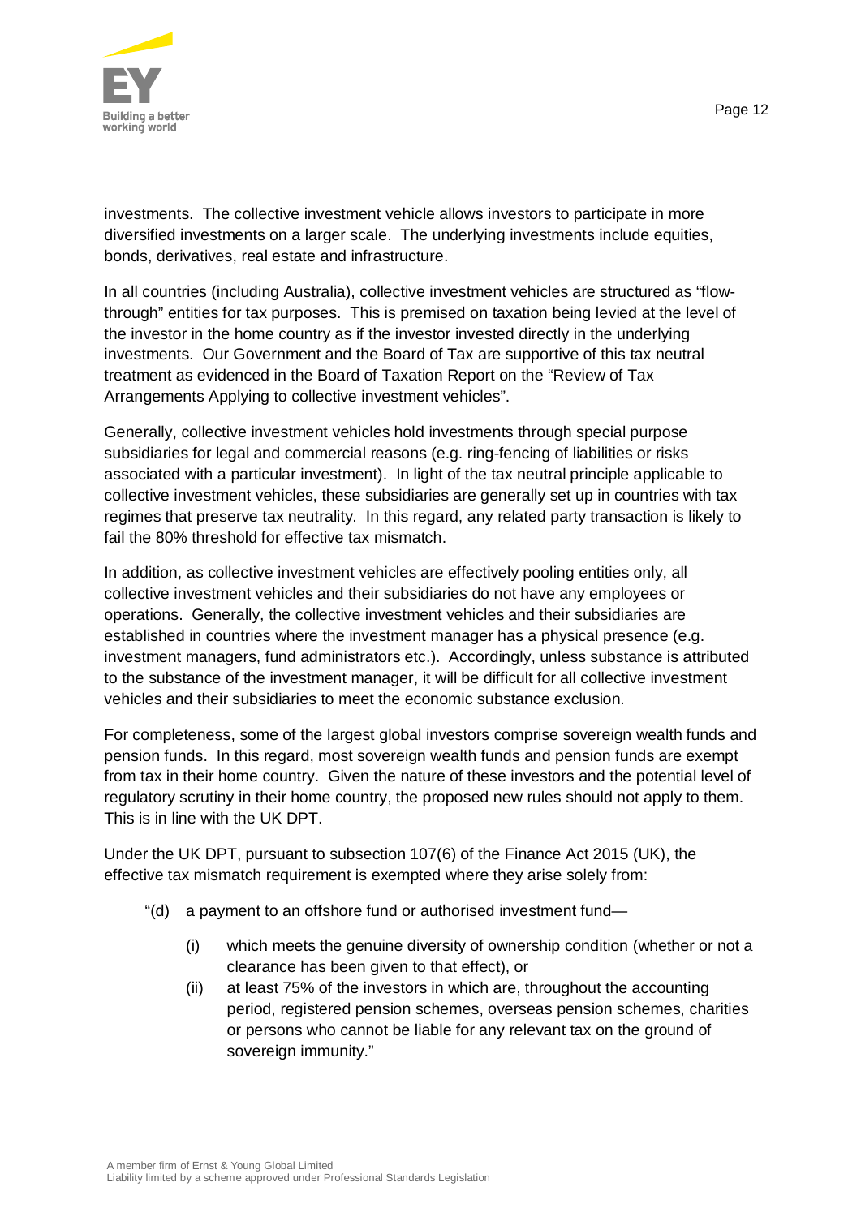investments. The collective investment vehicle allows investors to participate in more diversified investments on a larger scale. The underlying investments include equities, bonds, derivatives, real estate and infrastructure.

In all countries (including Australia), collective investment vehicles are structured as "flow-through" entities for tax purposes. This is premised on taxation being levied at the level of the investor in the home country as if the investor invested directly in the underlying investments. Our Government and the Board of Tax are supportive of this tax neutral treatment as evidenced in the Board of Taxation Report on the "Review of Tax Arrangements Applying to collective investment vehicles".

Generally, collective investment vehicles hold investments through special purpose subsidiaries for legal and commercial reasons (e.g. ring-fencing of liabilities or risks associated with a particular investment). In light of the tax neutral principle applicable to collective investment vehicles, these subsidiaries are generally set up in countries with tax regimes that preserve tax neutrality. In this regard, any related party transaction is likely to fail the 80% threshold for effective tax mismatch.

In addition, as collective investment vehicles are effectively pooling entities only, all collective investment vehicles and their subsidiaries do not have any employees or operations. Generally, the collective investment vehicles and their subsidiaries are established in countries where the investment manager has a physical presence (e.g. investment managers, fund administrators etc.). Accordingly, unless substance is attributed to the substance of the investment manager, it will be difficult for all collective investment vehicles and their subsidiaries to meet the economic substance exclusion.

For completeness, some of the largest global investors comprise sovereign wealth funds and pension funds. In this regard, most sovereign wealth funds and pension funds are exempt from tax in their home country. Given the nature of these investors and the potential level of regulatory scrutiny in their home country, the proposed new rules should not apply to them. This is in line with the UK DPT.

Under the UK DPT, pursuant to subsection 107(6) of the Finance Act 2015 (UK), the effective tax mismatch requirement is exempted where they arise solely from:

> "(d) a payment to an offshore fund or authorised investment fund—
>
> (i) which meets the genuine diversity of ownership condition (whether or not a clearance has been given to that effect), or
>
> (ii) at least 75% of the investors in which are, throughout the accounting period, registered pension schemes, overseas pension schemes, charities or persons who cannot be liable for any relevant tax on the ground of sovereign immunity."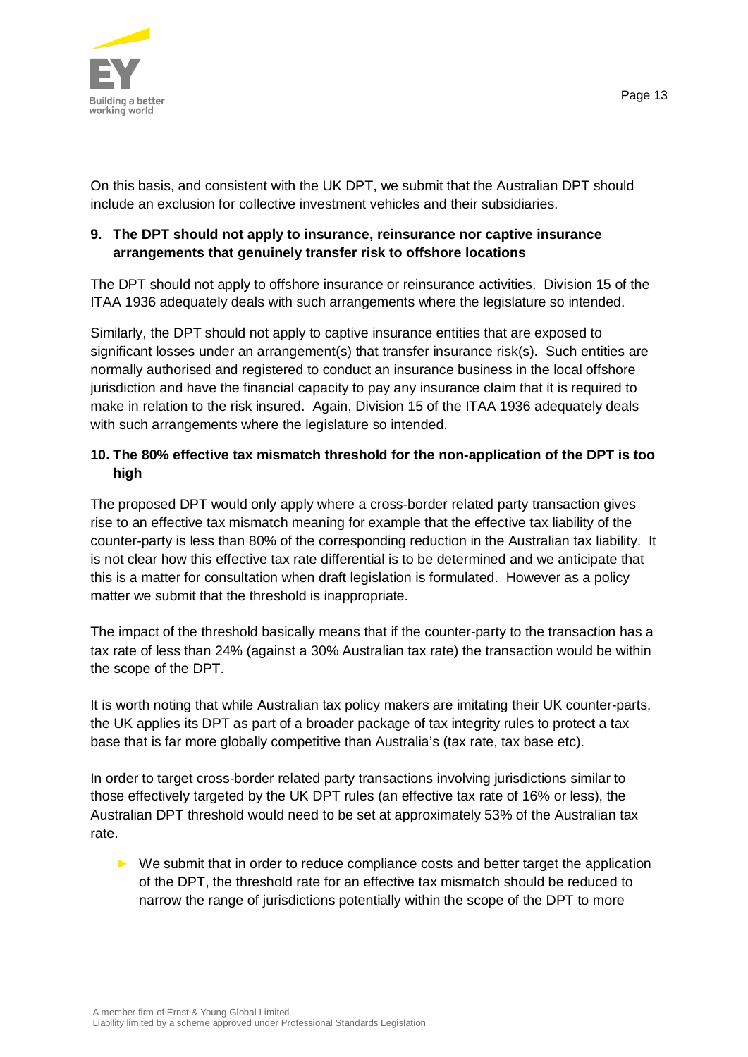On this basis, and consistent with the UK DPT, we submit that the Australian DPT should include an exclusion for collective investment vehicles and their subsidiaries.

**9. The DPT should not apply to insurance, reinsurance nor captive insurance arrangements that genuinely transfer risk to offshore locations**

The DPT should not apply to offshore insurance or reinsurance activities. Division 15 of the ITAA 1936 adequately deals with such arrangements where the legislature so intended.

Similarly, the DPT should not apply to captive insurance entities that are exposed to significant losses under an arrangement(s) that transfer insurance risk(s). Such entities are normally authorised and registered to conduct an insurance business in the local offshore jurisdiction and have the financial capacity to pay any insurance claim that it is required to make in relation to the risk insured. Again, Division 15 of the ITAA 1936 adequately deals with such arrangements where the legislature so intended.

**10. The 80% effective tax mismatch threshold for the non-application of the DPT is too high**

The proposed DPT would only apply where a cross-border related party transaction gives rise to an effective tax mismatch meaning for example that the effective tax liability of the counter-party is less than 80% of the corresponding reduction in the Australian tax liability. It is not clear how this effective tax rate differential is to be determined and we anticipate that this is a matter for consultation when draft legislation is formulated. However as a policy matter we submit that the threshold is inappropriate.

The impact of the threshold basically means that if the counter-party to the transaction has a tax rate of less than 24% (against a 30% Australian tax rate) the transaction would be within the scope of the DPT.

It is worth noting that while Australian tax policy makers are imitating their UK counter-parts, the UK applies its DPT as part of a broader package of tax integrity rules to protect a tax base that is far more globally competitive than Australia's (tax rate, tax base etc).

In order to target cross-border related party transactions involving jurisdictions similar to those effectively targeted by the UK DPT rules (an effective tax rate of 16% or less), the Australian DPT threshold would need to be set at approximately 53% of the Australian tax rate.

- We submit that in order to reduce compliance costs and better target the application of the DPT, the threshold rate for an effective tax mismatch should be reduced to narrow the range of jurisdictions potentially within the scope of the DPT to more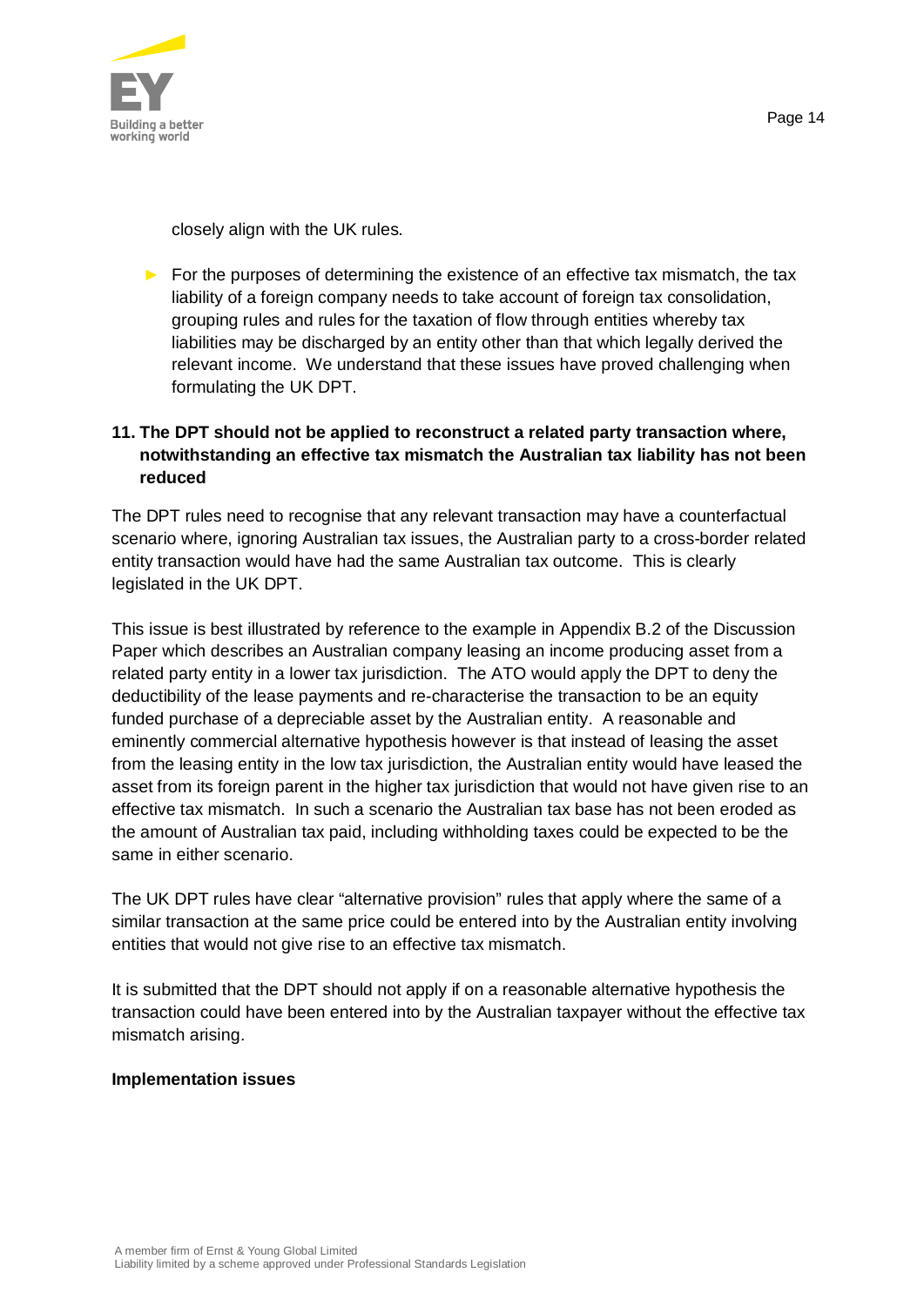closely align with the UK rules.

- For the purposes of determining the existence of an effective tax mismatch, the tax liability of a foreign company needs to take account of foreign tax consolidation, grouping rules and rules for the taxation of flow through entities whereby tax liabilities may be discharged by an entity other than that which legally derived the relevant income. We understand that these issues have proved challenging when formulating the UK DPT.

**11. The DPT should not be applied to reconstruct a related party transaction where, notwithstanding an effective tax mismatch the Australian tax liability has not been reduced**

The DPT rules need to recognise that any relevant transaction may have a counterfactual scenario where, ignoring Australian tax issues, the Australian party to a cross-border related entity transaction would have had the same Australian tax outcome. This is clearly legislated in the UK DPT.

This issue is best illustrated by reference to the example in Appendix B.2 of the Discussion Paper which describes an Australian company leasing an income producing asset from a related party entity in a lower tax jurisdiction. The ATO would apply the DPT to deny the deductibility of the lease payments and re-characterise the transaction to be an equity funded purchase of a depreciable asset by the Australian entity. A reasonable and eminently commercial alternative hypothesis however is that instead of leasing the asset from the leasing entity in the low tax jurisdiction, the Australian entity would have leased the asset from its foreign parent in the higher tax jurisdiction that would not have given rise to an effective tax mismatch. In such a scenario the Australian tax base has not been eroded as the amount of Australian tax paid, including withholding taxes could be expected to be the same in either scenario.

The UK DPT rules have clear "alternative provision" rules that apply where the same of a similar transaction at the same price could be entered into by the Australian entity involving entities that would not give rise to an effective tax mismatch.

It is submitted that the DPT should not apply if on a reasonable alternative hypothesis the transaction could have been entered into by the Australian taxpayer without the effective tax mismatch arising.

**Implementation issues**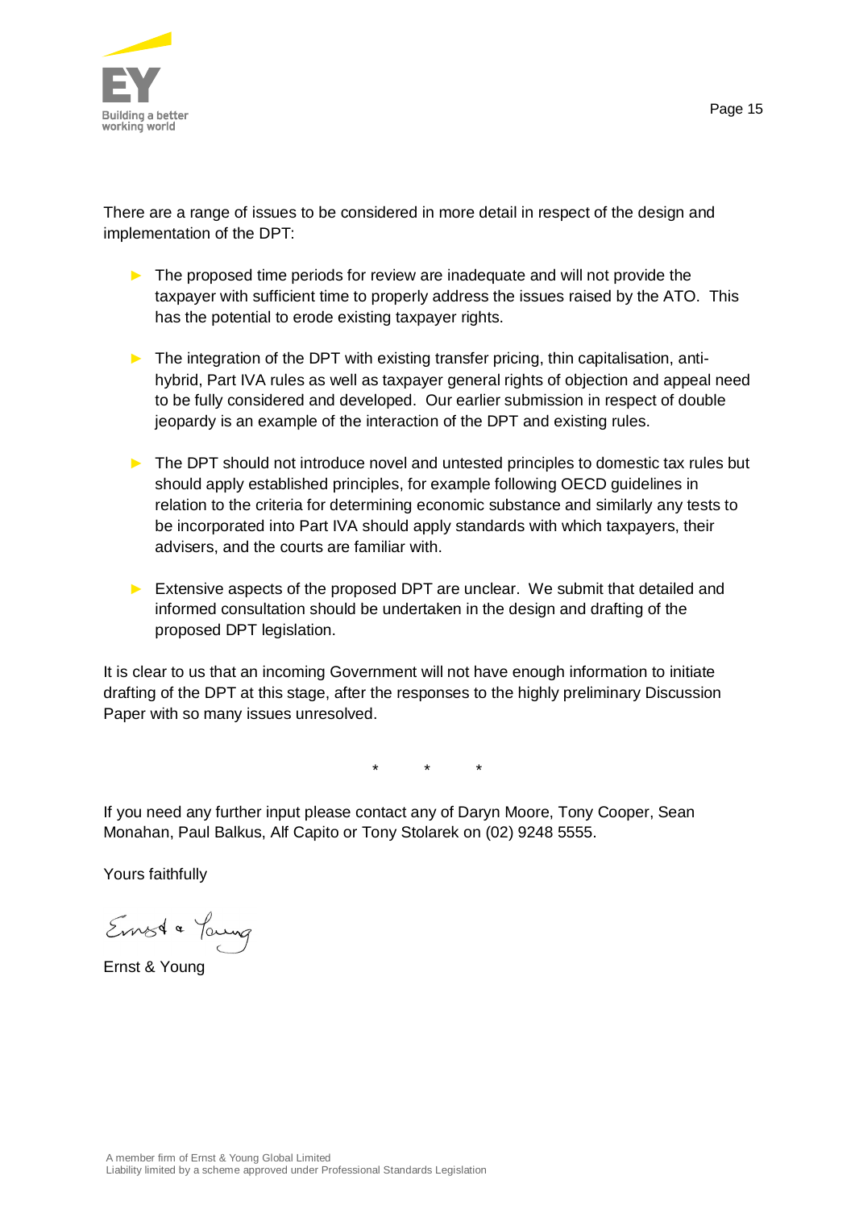There are a range of issues to be considered in more detail in respect of the design and implementation of the DPT:

- The proposed time periods for review are inadequate and will not provide the taxpayer with sufficient time to properly address the issues raised by the ATO. This has the potential to erode existing taxpayer rights.

- The integration of the DPT with existing transfer pricing, thin capitalisation, anti-hybrid, Part IVA rules as well as taxpayer general rights of objection and appeal need to be fully considered and developed. Our earlier submission in respect of double jeopardy is an example of the interaction of the DPT and existing rules.

- The DPT should not introduce novel and untested principles to domestic tax rules but should apply established principles, for example following OECD guidelines in relation to the criteria for determining economic substance and similarly any tests to be incorporated into Part IVA should apply standards with which taxpayers, their advisers, and the courts are familiar with.

- Extensive aspects of the proposed DPT are unclear. We submit that detailed and informed consultation should be undertaken in the design and drafting of the proposed DPT legislation.

It is clear to us that an incoming Government will not have enough information to initiate drafting of the DPT at this stage, after the responses to the highly preliminary Discussion Paper with so many issues unresolved.

\* \* \*

If you need any further input please contact any of Daryn Moore, Tony Cooper, Sean Monahan, Paul Balkus, Alf Capito or Tony Stolarek on (02) 9248 5555.

Yours faithfully

Ernst & Young

Ernst & Young

A member firm of Ernst & Young Global Limited
Liability limited by a scheme approved under Professional Standards Legislation